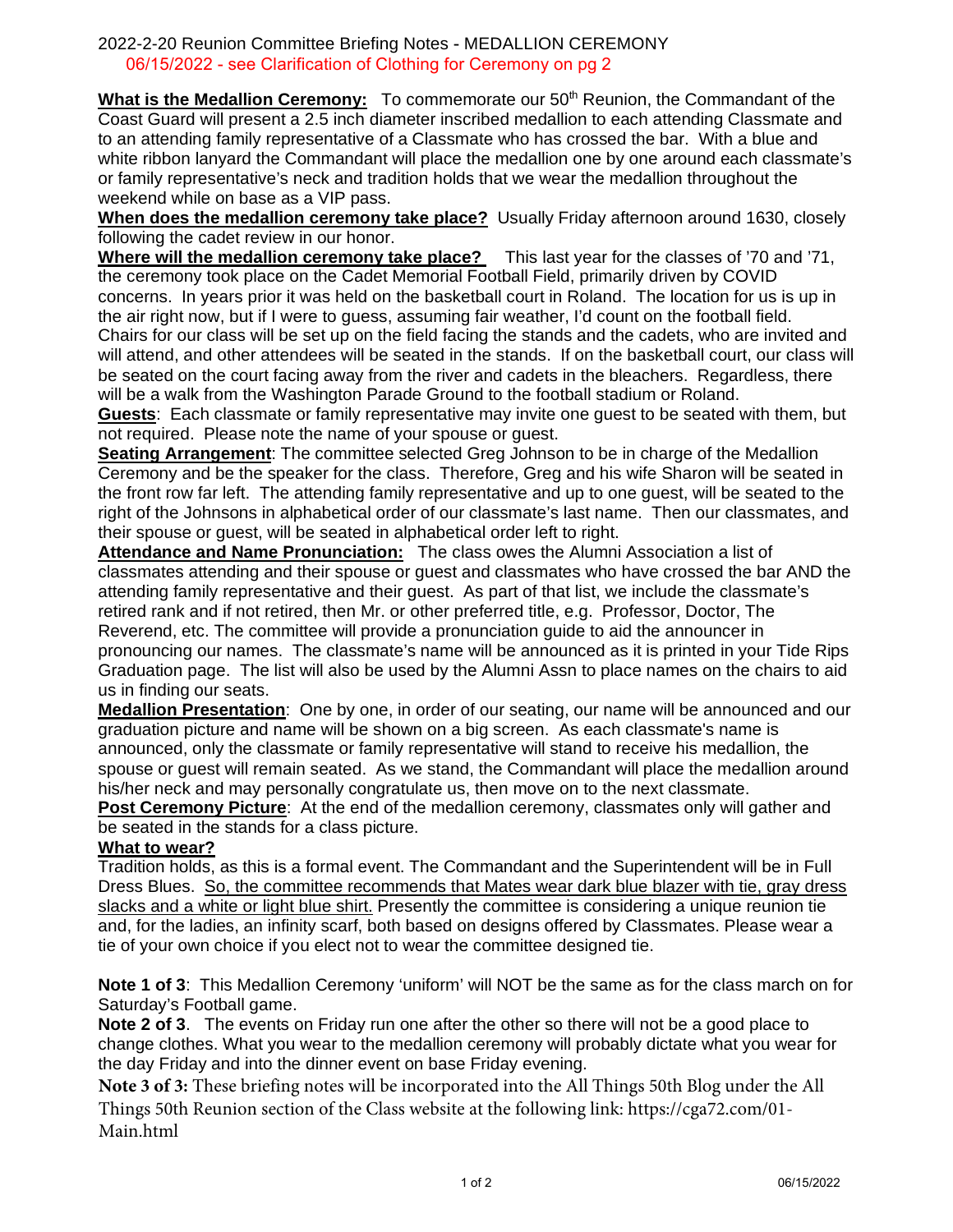2022-2-20 Reunion Committee Briefing Notes - MEDALLION CEREMONY

06/15/2022 - see Clarification of Clothing for Ceremony on pg 2

**What is the Medallion Ceremony:** To commemorate our 50th Reunion, the Commandant of the Coast Guard will present a 2.5 inch diameter inscribed medallion to each attending Classmate and to an attending family representative of a Classmate who has crossed the bar. With a blue and white ribbon lanyard the Commandant will place the medallion one by one around each classmate's or family representative's neck and tradition holds that we wear the medallion throughout the weekend while on base as a VIP pass.

**When does the medallion ceremony take place?** Usually Friday afternoon around 1630, closely following the cadet review in our honor.

**Where will the medallion ceremony take place?** This last year for the classes of '70 and '71, the ceremony took place on the Cadet Memorial Football Field, primarily driven by COVID concerns. In years prior it was held on the basketball court in Roland. The location for us is up in the air right now, but if I were to guess, assuming fair weather, I'd count on the football field. Chairs for our class will be set up on the field facing the stands and the cadets, who are invited and will attend, and other attendees will be seated in the stands. If on the basketball court, our class will be seated on the court facing away from the river and cadets in the bleachers. Regardless, there will be a walk from the Washington Parade Ground to the football stadium or Roland.

**Guests**: Each classmate or family representative may invite one guest to be seated with them, but not required. Please note the name of your spouse or guest.

**Seating Arrangement**: The committee selected Greg Johnson to be in charge of the Medallion Ceremony and be the speaker for the class. Therefore, Greg and his wife Sharon will be seated in the front row far left. The attending family representative and up to one guest, will be seated to the right of the Johnsons in alphabetical order of our classmate's last name. Then our classmates, and their spouse or guest, will be seated in alphabetical order left to right.

**Attendance and Name Pronunciation:** The class owes the Alumni Association a list of classmates attending and their spouse or guest and classmates who have crossed the bar AND the attending family representative and their guest. As part of that list, we include the classmate's retired rank and if not retired, then Mr. or other preferred title, e.g. Professor, Doctor, The Reverend, etc. The committee will provide a pronunciation guide to aid the announcer in pronouncing our names. The classmate's name will be announced as it is printed in your Tide Rips Graduation page. The list will also be used by the Alumni Assn to place names on the chairs to aid us in finding our seats.

**Medallion Presentation**: One by one, in order of our seating, our name will be announced and our graduation picture and name will be shown on a big screen. As each classmate's name is announced, only the classmate or family representative will stand to receive his medallion, the spouse or guest will remain seated. As we stand, the Commandant will place the medallion around his/her neck and may personally congratulate us, then move on to the next classmate.

**Post Ceremony Picture**: At the end of the medallion ceremony, classmates only will gather and be seated in the stands for a class picture.

**What to wear?**

Tradition holds, as this is a formal event. The Commandant and the Superintendent will be in Full Dress Blues. So, the committee recommends that Mates wear dark blue blazer with tie, gray dress slacks and a white or light blue shirt. Presently the committee is considering a unique reunion tie and, for the ladies, an infinity scarf, both based on designs offered by Classmates. Please wear a tie of your own choice if you elect not to wear the committee designed tie.

**Note 1 of 3**: This Medallion Ceremony 'uniform' will NOT be the same as for the class march on for Saturday's Football game.

**Note 2 of 3**. The events on Friday run one after the other so there will not be a good place to change clothes. What you wear to the medallion ceremony will probably dictate what you wear for the day Friday and into the dinner event on base Friday evening.

**Note 3 of 3:** These briefing notes will be incorporated into the All Things 50th Blog under the All Things 50th Reunion section of the Class website at the following link: https://cga72.com/01-Main.html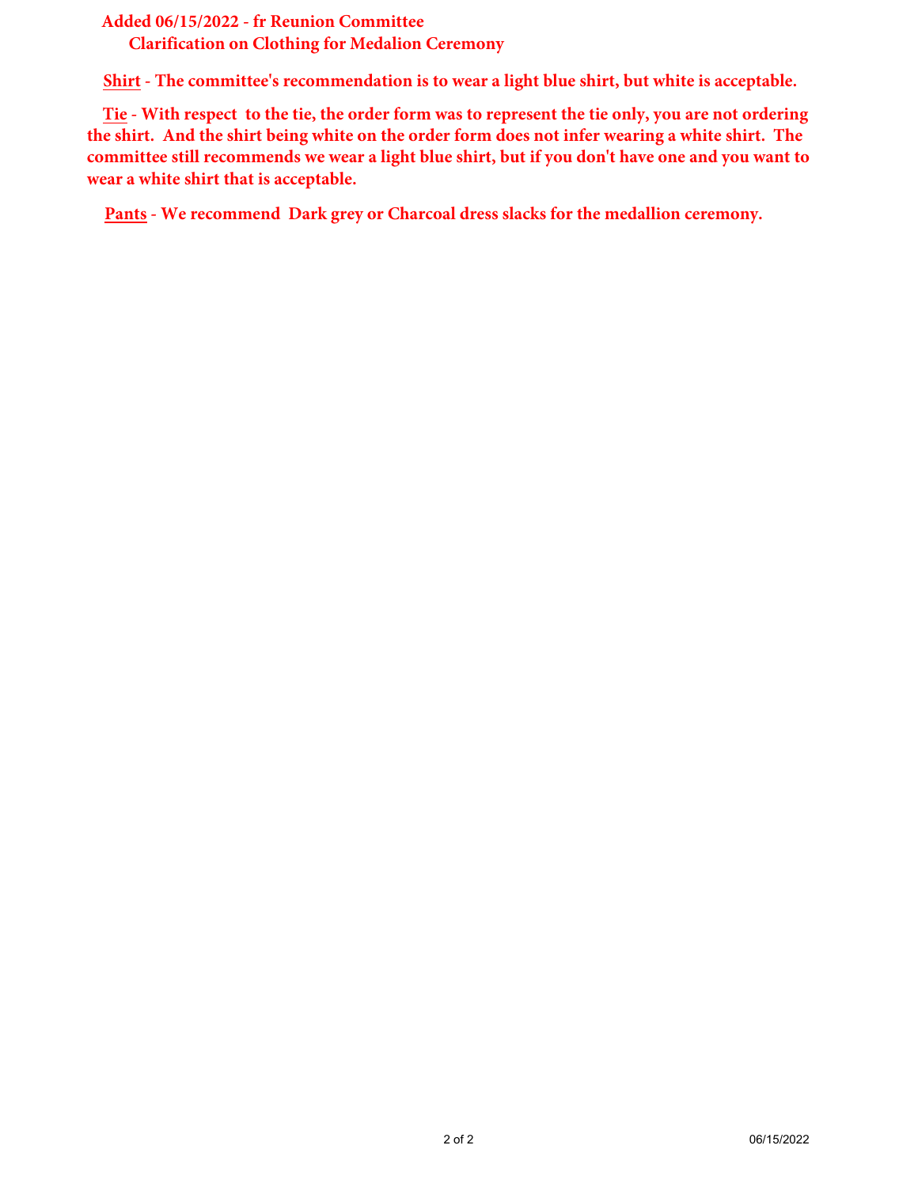**Added 06/15/2022 - fr Reunion Committee**
**Clarification on Clothing for Medalion Ceremony**

**<u>Shirt</u> - The committee's recommendation is to wear a light blue shirt, but white is acceptable.**

**<u>Tie</u> - With respect to the tie, the order form was to represent the tie only, you are not ordering the shirt. And the shirt being white on the order form does not infer wearing a white shirt. The committee still recommends we wear a light blue shirt, but if you don't have one and you want to wear a white shirt that is acceptable.**

**<u>Pants</u> - We recommend Dark grey or Charcoal dress slacks for the medallion ceremony.**